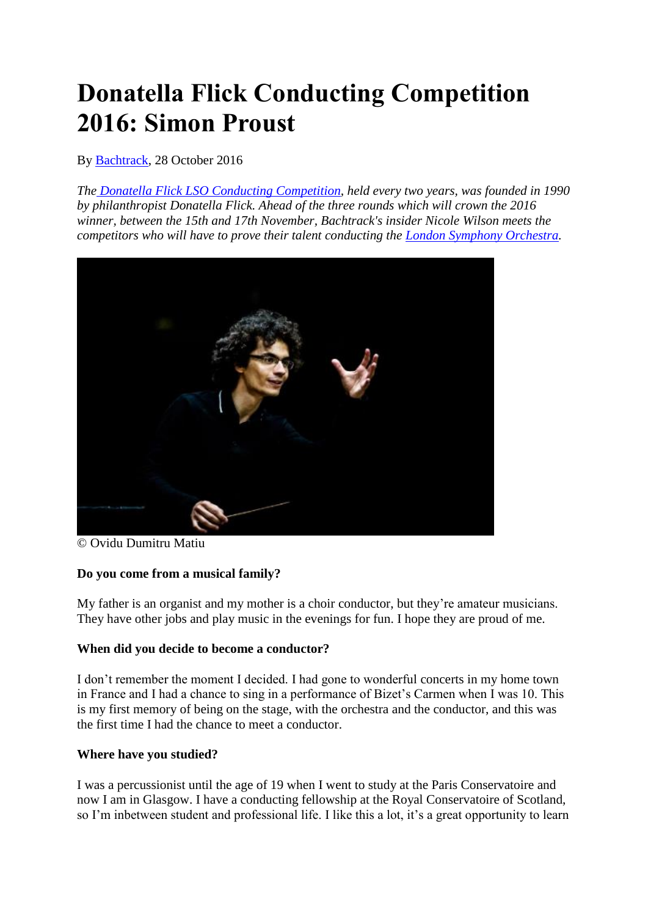# Donatella Flick Conducting Competition 2016: Simon Proust

By Bachtrack, 28 October 2016

*The Donatella Flick LSO Conducting Competition, held every two years, was founded in 1990 by philanthropist Donatella Flick. Ahead of the three rounds which will crown the 2016 winner, between the 15th and 17th November, Bachtrack's insider Nicole Wilson meets the competitors who will have to prove their talent conducting the London Symphony Orchestra.*

© Ovidu Dumitru Matiu

**Do you come from a musical family?**

My father is an organist and my mother is a choir conductor, but they're amateur musicians. They have other jobs and play music in the evenings for fun. I hope they are proud of me.

**When did you decide to become a conductor?**

I don't remember the moment I decided. I had gone to wonderful concerts in my home town in France and I had a chance to sing in a performance of Bizet's Carmen when I was 10. This is my first memory of being on the stage, with the orchestra and the conductor, and this was the first time I had the chance to meet a conductor.

**Where have you studied?**

I was a percussionist until the age of 19 when I went to study at the Paris Conservatoire and now I am in Glasgow. I have a conducting fellowship at the Royal Conservatoire of Scotland, so I'm inbetween student and professional life. I like this a lot, it's a great opportunity to learn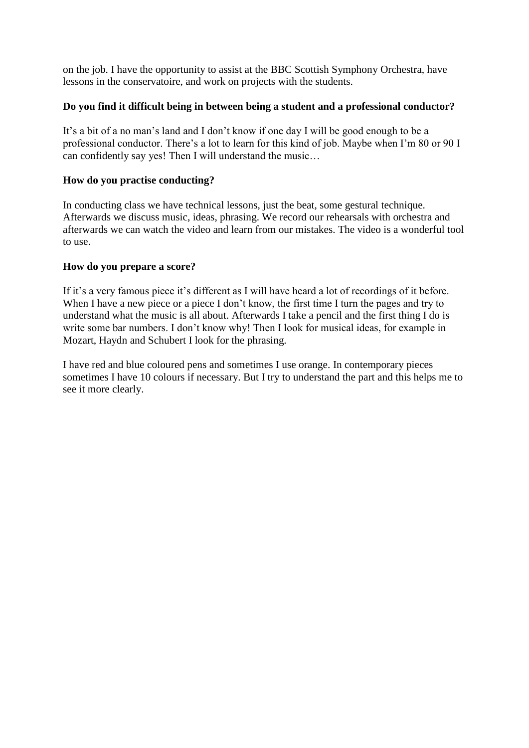on the job. I have the opportunity to assist at the BBC Scottish Symphony Orchestra, have lessons in the conservatoire, and work on projects with the students.

**Do you find it difficult being in between being a student and a professional conductor?**

It's a bit of a no man's land and I don't know if one day I will be good enough to be a professional conductor. There's a lot to learn for this kind of job. Maybe when I'm 80 or 90 I can confidently say yes! Then I will understand the music…

**How do you practise conducting?**

In conducting class we have technical lessons, just the beat, some gestural technique. Afterwards we discuss music, ideas, phrasing. We record our rehearsals with orchestra and afterwards we can watch the video and learn from our mistakes. The video is a wonderful tool to use.

**How do you prepare a score?**

If it's a very famous piece it's different as I will have heard a lot of recordings of it before. When I have a new piece or a piece I don't know, the first time I turn the pages and try to understand what the music is all about. Afterwards I take a pencil and the first thing I do is write some bar numbers. I don't know why! Then I look for musical ideas, for example in Mozart, Haydn and Schubert I look for the phrasing.

I have red and blue coloured pens and sometimes I use orange. In contemporary pieces sometimes I have 10 colours if necessary. But I try to understand the part and this helps me to see it more clearly.